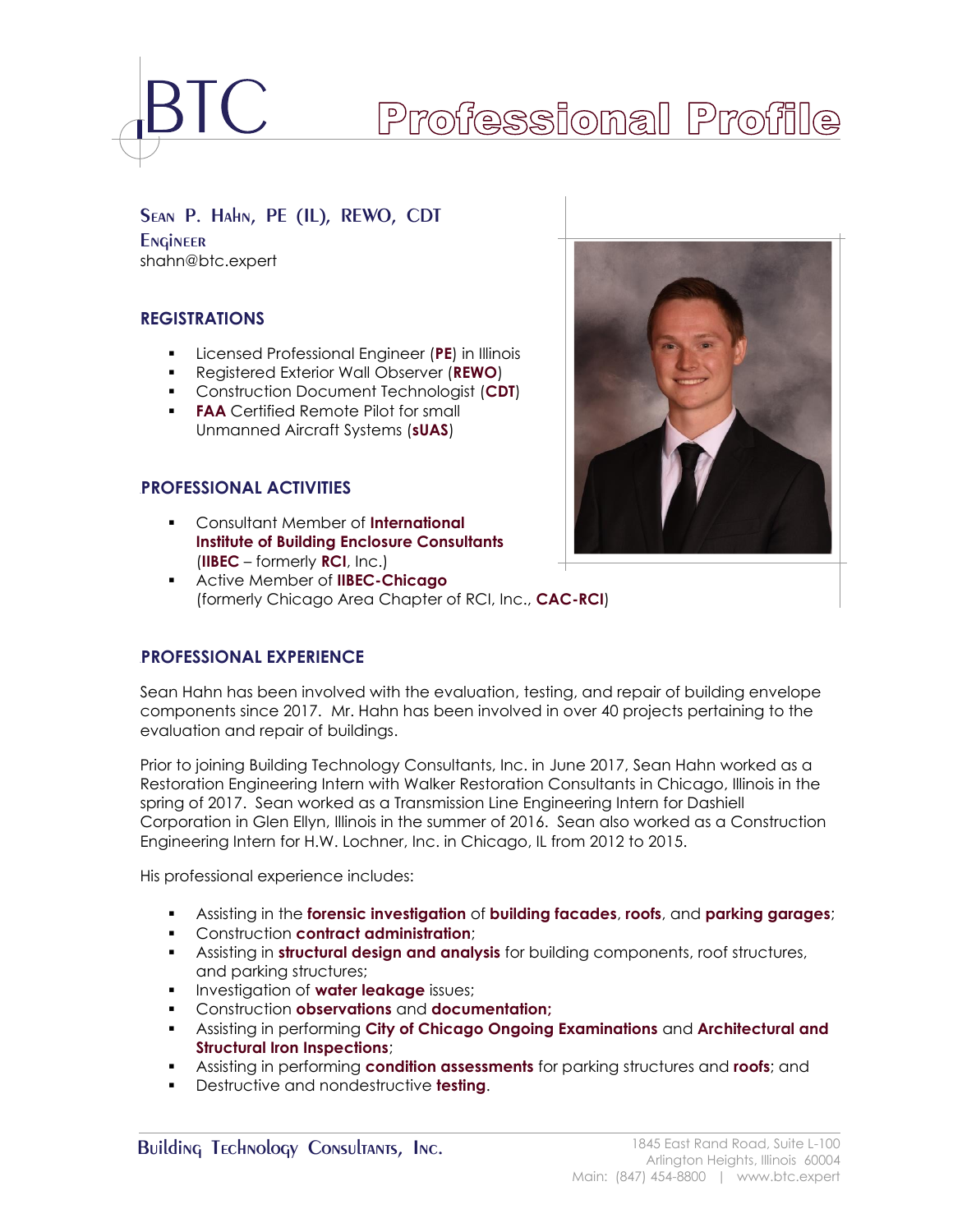# BTC Professional Profile

## Sean P. Hahn, PE (IL), REWO, CDT

**Engineer**
shahn@btc.expert

### REGISTRATIONS

- Licensed Professional Engineer (**PE**) in Illinois
- Registered Exterior Wall Observer (**REWO**)
- Construction Document Technologist (**CDT**)
- **FAA** Certified Remote Pilot for small Unmanned Aircraft Systems (**sUAS**)

### PROFESSIONAL ACTIVITIES

- Consultant Member of **International Institute of Building Enclosure Consultants** (**IIBEC** – formerly **RCI**, Inc.)
- Active Member of **IIBEC-Chicago** (formerly Chicago Area Chapter of RCI, Inc., **CAC-RCI**)

### PROFESSIONAL EXPERIENCE

Sean Hahn has been involved with the evaluation, testing, and repair of building envelope components since 2017. Mr. Hahn has been involved in over 40 projects pertaining to the evaluation and repair of buildings.

Prior to joining Building Technology Consultants, Inc. in June 2017, Sean Hahn worked as a Restoration Engineering Intern with Walker Restoration Consultants in Chicago, Illinois in the spring of 2017. Sean worked as a Transmission Line Engineering Intern for Dashiell Corporation in Glen Ellyn, Illinois in the summer of 2016. Sean also worked as a Construction Engineering Intern for H.W. Lochner, Inc. in Chicago, IL from 2012 to 2015.

His professional experience includes:

- Assisting in the **forensic investigation** of **building facades**, **roofs**, and **parking garages**;
- Construction **contract administration**;
- Assisting in **structural design and analysis** for building components, roof structures, and parking structures;
- Investigation of **water leakage** issues;
- Construction **observations** and **documentation;**
- Assisting in performing **City of Chicago Ongoing Examinations** and **Architectural and Structural Iron Inspections**;
- Assisting in performing **condition assessments** for parking structures and **roofs**; and
- Destructive and nondestructive **testing**.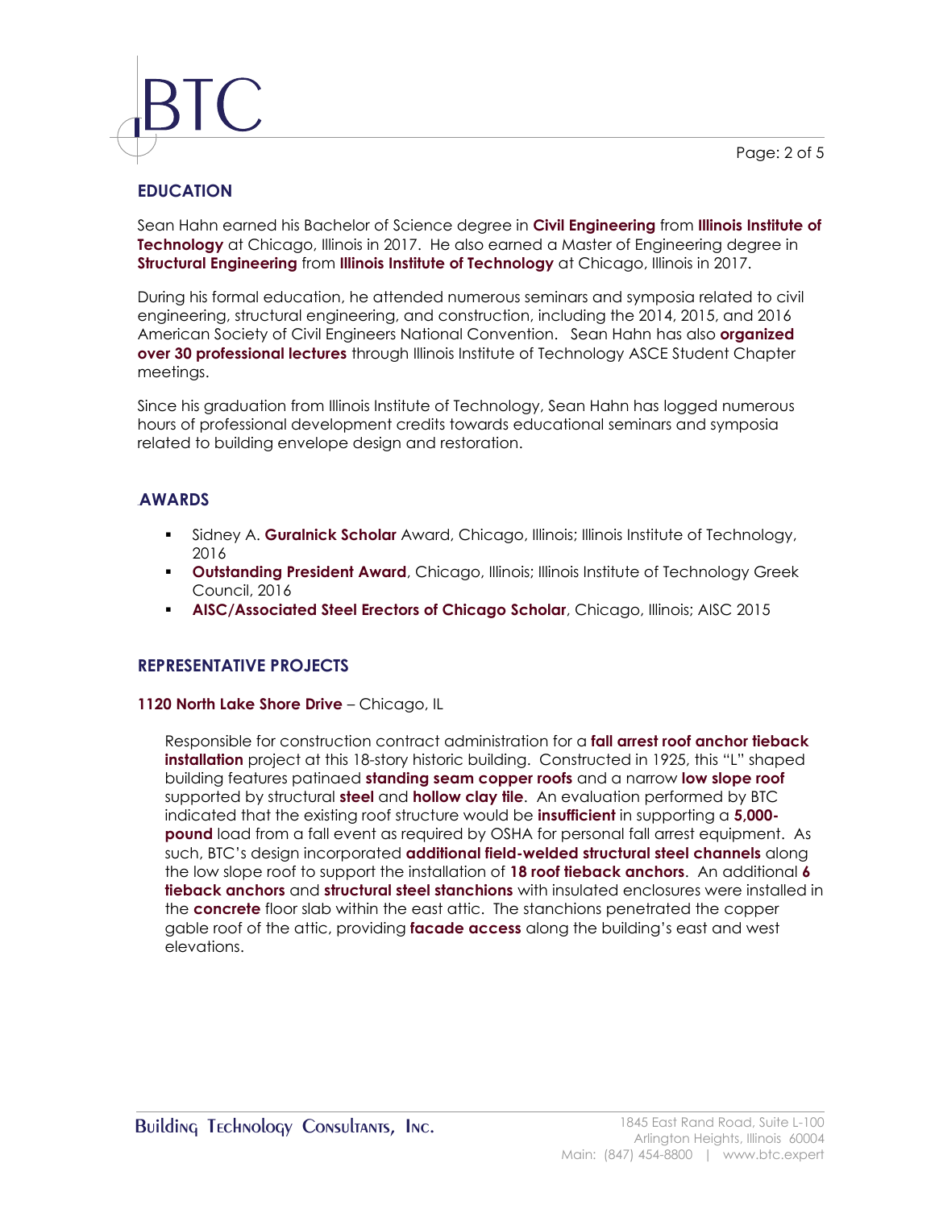## EDUCATION

Sean Hahn earned his Bachelor of Science degree in **Civil Engineering** from **Illinois Institute of Technology** at Chicago, Illinois in 2017. He also earned a Master of Engineering degree in **Structural Engineering** from **Illinois Institute of Technology** at Chicago, Illinois in 2017.

During his formal education, he attended numerous seminars and symposia related to civil engineering, structural engineering, and construction, including the 2014, 2015, and 2016 American Society of Civil Engineers National Convention. Sean Hahn has also **organized over 30 professional lectures** through Illinois Institute of Technology ASCE Student Chapter meetings.

Since his graduation from Illinois Institute of Technology, Sean Hahn has logged numerous hours of professional development credits towards educational seminars and symposia related to building envelope design and restoration.

## AWARDS

- Sidney A. **Guralnick Scholar** Award, Chicago, Illinois; Illinois Institute of Technology, 2016
- **Outstanding President Award**, Chicago, Illinois; Illinois Institute of Technology Greek Council, 2016
- **AISC/Associated Steel Erectors of Chicago Scholar**, Chicago, Illinois; AISC 2015

## REPRESENTATIVE PROJECTS

**1120 North Lake Shore Drive** – Chicago, IL

Responsible for construction contract administration for a **fall arrest roof anchor tieback installation** project at this 18-story historic building. Constructed in 1925, this "L" shaped building features patinaed **standing seam copper roofs** and a narrow **low slope roof** supported by structural **steel** and **hollow clay tile**. An evaluation performed by BTC indicated that the existing roof structure would be **insufficient** in supporting a **5,000-pound** load from a fall event as required by OSHA for personal fall arrest equipment. As such, BTC's design incorporated **additional field-welded structural steel channels** along the low slope roof to support the installation of **18 roof tieback anchors**. An additional **6 tieback anchors** and **structural steel stanchions** with insulated enclosures were installed in the **concrete** floor slab within the east attic. The stanchions penetrated the copper gable roof of the attic, providing **facade access** along the building's east and west elevations.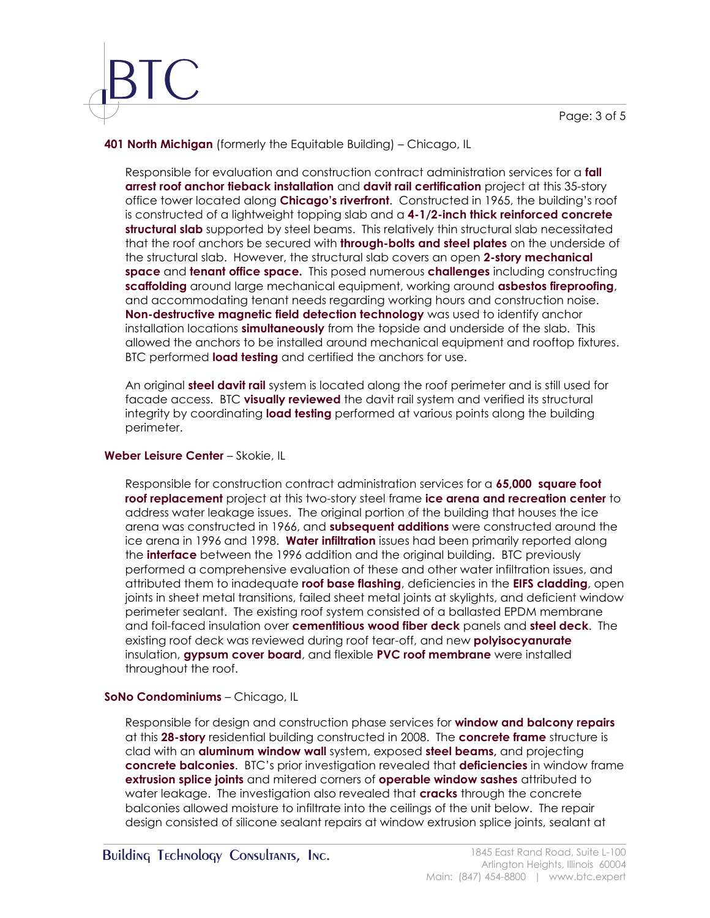**401 North Michigan** (formerly the Equitable Building) – Chicago, IL

Responsible for evaluation and construction contract administration services for a **fall arrest roof anchor tieback installation** and **davit rail certification** project at this 35-story office tower located along **Chicago's riverfront**. Constructed in 1965, the building's roof is constructed of a lightweight topping slab and a **4-1/2-inch thick reinforced concrete structural slab** supported by steel beams. This relatively thin structural slab necessitated that the roof anchors be secured with **through-bolts and steel plates** on the underside of the structural slab. However, the structural slab covers an open **2-story mechanical space** and **tenant office space.** This posed numerous **challenges** including constructing **scaffolding** around large mechanical equipment, working around **asbestos fireproofing**, and accommodating tenant needs regarding working hours and construction noise. **Non-destructive magnetic field detection technology** was used to identify anchor installation locations **simultaneously** from the topside and underside of the slab. This allowed the anchors to be installed around mechanical equipment and rooftop fixtures. BTC performed **load testing** and certified the anchors for use.

An original **steel davit rail** system is located along the roof perimeter and is still used for facade access. BTC **visually reviewed** the davit rail system and verified its structural integrity by coordinating **load testing** performed at various points along the building perimeter.

**Weber Leisure Center** – Skokie, IL

Responsible for construction contract administration services for a **65,000 square foot roof replacement** project at this two-story steel frame **ice arena and recreation center** to address water leakage issues. The original portion of the building that houses the ice arena was constructed in 1966, and **subsequent additions** were constructed around the ice arena in 1996 and 1998. **Water infiltration** issues had been primarily reported along the **interface** between the 1996 addition and the original building. BTC previously performed a comprehensive evaluation of these and other water infiltration issues, and attributed them to inadequate **roof base flashing**, deficiencies in the **EIFS cladding**, open joints in sheet metal transitions, failed sheet metal joints at skylights, and deficient window perimeter sealant. The existing roof system consisted of a ballasted EPDM membrane and foil-faced insulation over **cementitious wood fiber deck** panels and **steel deck**. The existing roof deck was reviewed during roof tear-off, and new **polyisocyanurate** insulation, **gypsum cover board**, and flexible **PVC roof membrane** were installed throughout the roof.

**SoNo Condominiums** – Chicago, IL

Responsible for design and construction phase services for **window and balcony repairs** at this **28-story** residential building constructed in 2008. The **concrete frame** structure is clad with an **aluminum window wall** system, exposed **steel beams,** and projecting **concrete balconies**. BTC's prior investigation revealed that **deficiencies** in window frame **extrusion splice joints** and mitered corners of **operable window sashes** attributed to water leakage. The investigation also revealed that **cracks** through the concrete balconies allowed moisture to infiltrate into the ceilings of the unit below. The repair design consisted of silicone sealant repairs at window extrusion splice joints, sealant at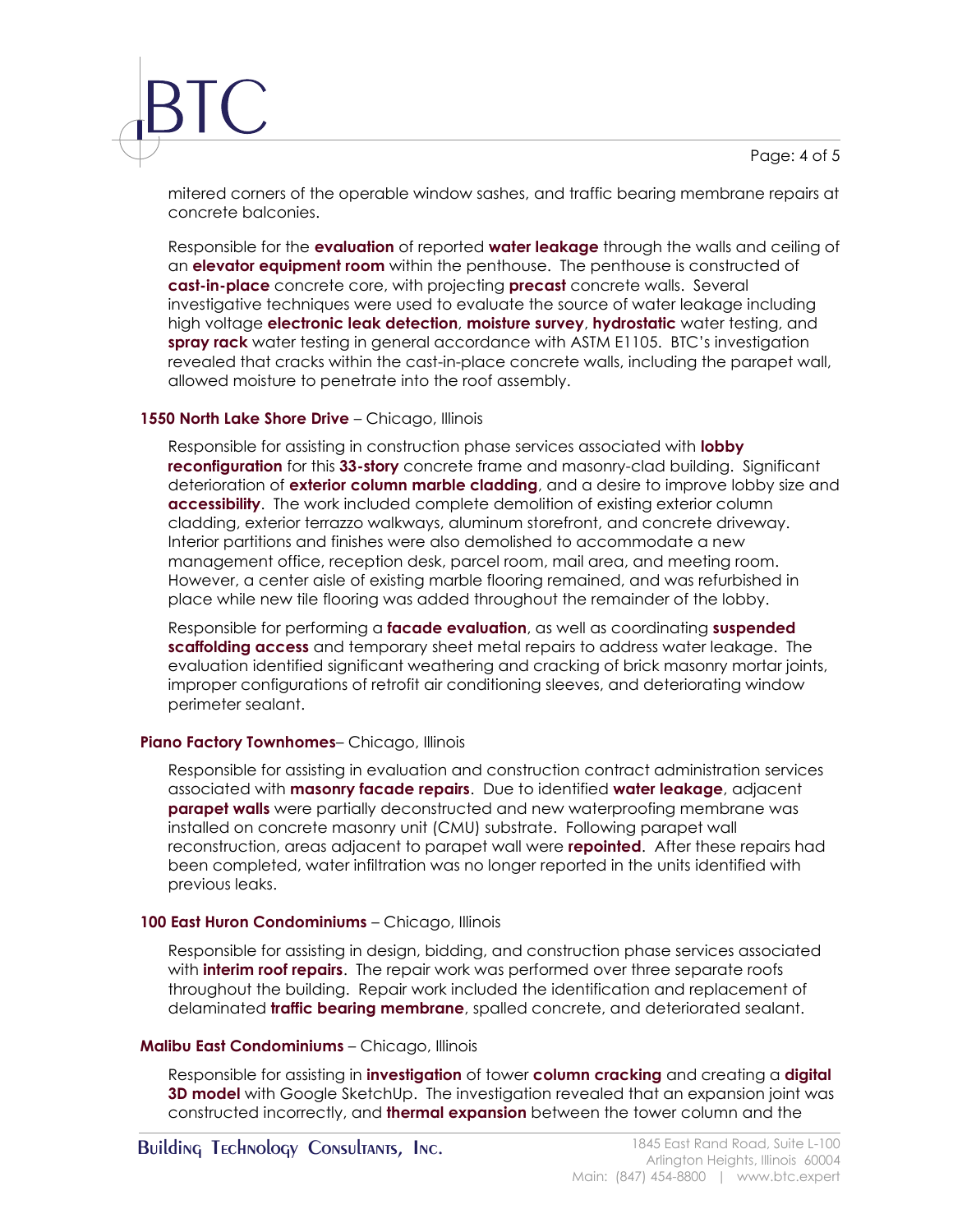mitered corners of the operable window sashes, and traffic bearing membrane repairs at concrete balconies.

Responsible for the **evaluation** of reported **water leakage** through the walls and ceiling of an **elevator equipment room** within the penthouse. The penthouse is constructed of **cast-in-place** concrete core, with projecting **precast** concrete walls. Several investigative techniques were used to evaluate the source of water leakage including high voltage **electronic leak detection**, **moisture survey**, **hydrostatic** water testing, and **spray rack** water testing in general accordance with ASTM E1105. BTC's investigation revealed that cracks within the cast-in-place concrete walls, including the parapet wall, allowed moisture to penetrate into the roof assembly.

**1550 North Lake Shore Drive** – Chicago, Illinois

Responsible for assisting in construction phase services associated with **lobby reconfiguration** for this **33-story** concrete frame and masonry-clad building. Significant deterioration of **exterior column marble cladding**, and a desire to improve lobby size and **accessibility**. The work included complete demolition of existing exterior column cladding, exterior terrazzo walkways, aluminum storefront, and concrete driveway. Interior partitions and finishes were also demolished to accommodate a new management office, reception desk, parcel room, mail area, and meeting room. However, a center aisle of existing marble flooring remained, and was refurbished in place while new tile flooring was added throughout the remainder of the lobby.

Responsible for performing a **facade evaluation**, as well as coordinating **suspended scaffolding access** and temporary sheet metal repairs to address water leakage. The evaluation identified significant weathering and cracking of brick masonry mortar joints, improper configurations of retrofit air conditioning sleeves, and deteriorating window perimeter sealant.

**Piano Factory Townhomes**– Chicago, Illinois

Responsible for assisting in evaluation and construction contract administration services associated with **masonry facade repairs**. Due to identified **water leakage**, adjacent **parapet walls** were partially deconstructed and new waterproofing membrane was installed on concrete masonry unit (CMU) substrate. Following parapet wall reconstruction, areas adjacent to parapet wall were **repointed**. After these repairs had been completed, water infiltration was no longer reported in the units identified with previous leaks.

**100 East Huron Condominiums** – Chicago, Illinois

Responsible for assisting in design, bidding, and construction phase services associated with **interim roof repairs**. The repair work was performed over three separate roofs throughout the building. Repair work included the identification and replacement of delaminated **traffic bearing membrane**, spalled concrete, and deteriorated sealant.

**Malibu East Condominiums** – Chicago, Illinois

Responsible for assisting in **investigation** of tower **column cracking** and creating a **digital 3D model** with Google SketchUp. The investigation revealed that an expansion joint was constructed incorrectly, and **thermal expansion** between the tower column and the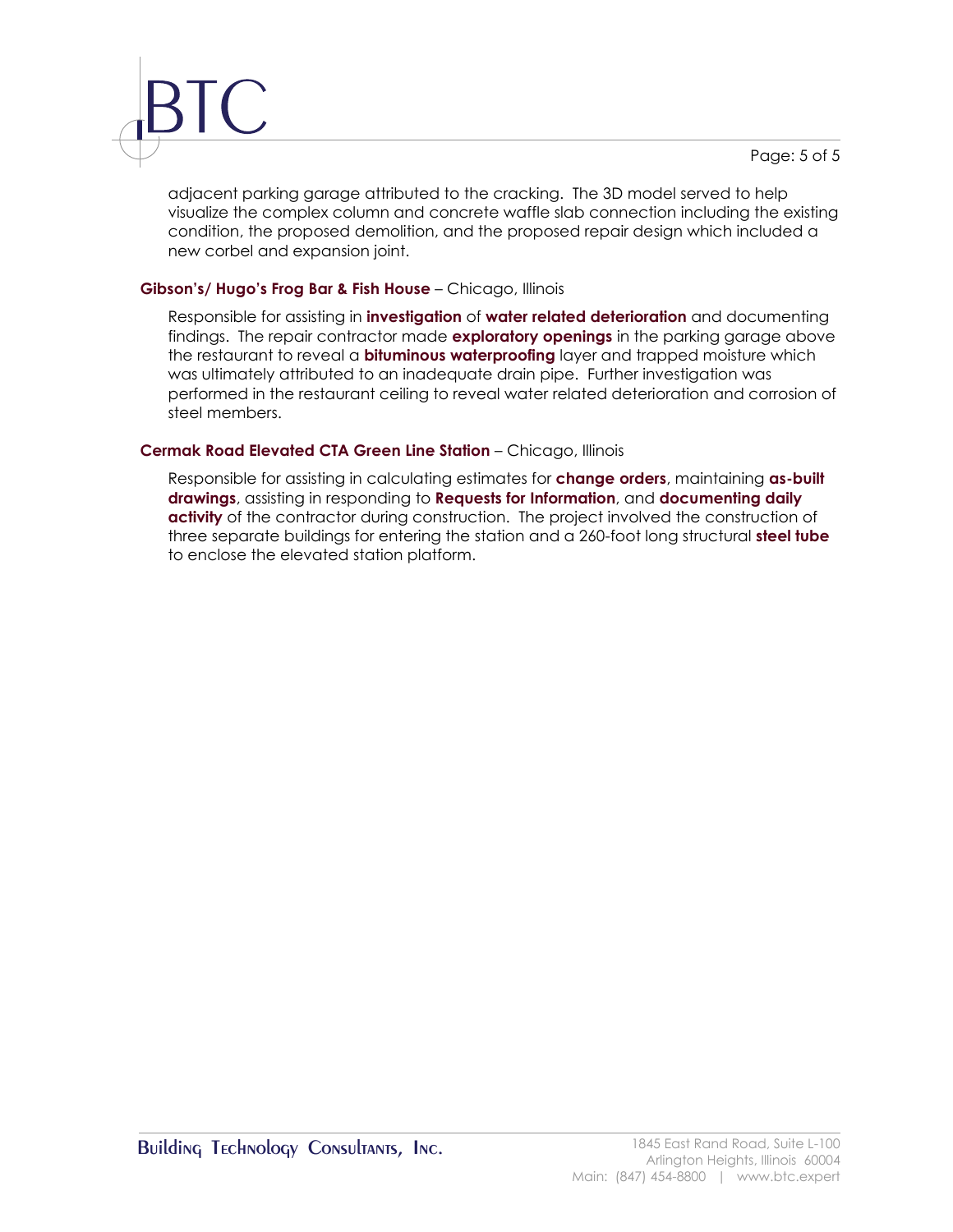adjacent parking garage attributed to the cracking. The 3D model served to help visualize the complex column and concrete waffle slab connection including the existing condition, the proposed demolition, and the proposed repair design which included a new corbel and expansion joint.

**Gibson's/ Hugo's Frog Bar & Fish House** – Chicago, Illinois

Responsible for assisting in **investigation** of **water related deterioration** and documenting findings. The repair contractor made **exploratory openings** in the parking garage above the restaurant to reveal a **bituminous waterproofing** layer and trapped moisture which was ultimately attributed to an inadequate drain pipe. Further investigation was performed in the restaurant ceiling to reveal water related deterioration and corrosion of steel members.

**Cermak Road Elevated CTA Green Line Station** – Chicago, Illinois

Responsible for assisting in calculating estimates for **change orders**, maintaining **as-built drawings**, assisting in responding to **Requests for Information**, and **documenting daily activity** of the contractor during construction. The project involved the construction of three separate buildings for entering the station and a 260-foot long structural **steel tube** to enclose the elevated station platform.